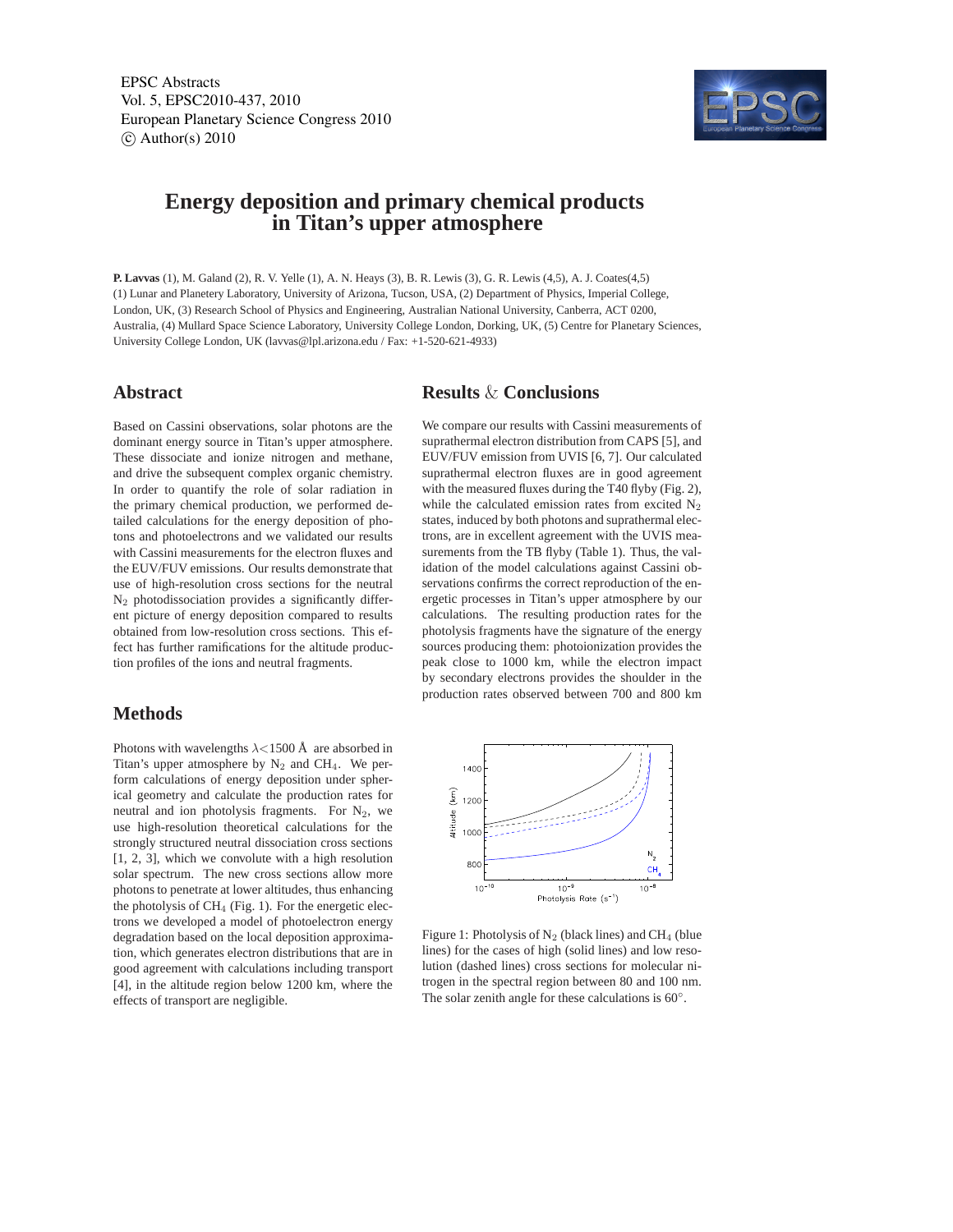# Energy deposition and primary chemical products in Titan's upper atmosphere

**P. Lavvas** (1), M. Galand (2), R. V. Yelle (1), A. N. Heays (3), B. R. Lewis (3), G. R. Lewis (4,5), A. J. Coates(4,5)
(1) Lunar and Planetery Laboratory, University of Arizona, Tucson, USA, (2) Department of Physics, Imperial College, London, UK, (3) Research School of Physics and Engineering, Australian National University, Canberra, ACT 0200, Australia, (4) Mullard Space Science Laboratory, University College London, Dorking, UK, (5) Centre for Planetary Sciences, University College London, UK (lavvas@lpl.arizona.edu / Fax: +1-520-621-4933)

## Abstract

Based on Cassini observations, solar photons are the dominant energy source in Titan's upper atmosphere. These dissociate and ionize nitrogen and methane, and drive the subsequent complex organic chemistry. In order to quantify the role of solar radiation in the primary chemical production, we performed detailed calculations for the energy deposition of photons and photoelectrons and we validated our results with Cassini measurements for the electron fluxes and the EUV/FUV emissions. Our results demonstrate that use of high-resolution cross sections for the neutral $N_2$ photodissociation provides a significantly different picture of energy deposition compared to results obtained from low-resolution cross sections. This effect has further ramifications for the altitude production profiles of the ions and neutral fragments.

## Methods

Photons with wavelengths $\lambda$<1500 Å are absorbed in Titan's upper atmosphere by $N_2$ and $CH_4$. We perform calculations of energy deposition under spherical geometry and calculate the production rates for neutral and ion photolysis fragments. For $N_2$, we use high-resolution theoretical calculations for the strongly structured neutral dissociation cross sections [1, 2, 3], which we convolute with a high resolution solar spectrum. The new cross sections allow more photons to penetrate at lower altitudes, thus enhancing the photolysis of $CH_4$ (Fig. 1). For the energetic electrons we developed a model of photoelectron energy degradation based on the local deposition approximation, which generates electron distributions that are in good agreement with calculations including transport [4], in the altitude region below 1200 km, where the effects of transport are negligible.

## Results & Conclusions

We compare our results with Cassini measurements of suprathermal electron distribution from CAPS [5], and EUV/FUV emission from UVIS [6, 7]. Our calculated suprathermal electron fluxes are in good agreement with the measured fluxes during the T40 flyby (Fig. 2), while the calculated emission rates from excited $N_2$ states, induced by both photons and suprathermal electrons, are in excellent agreement with the UVIS measurements from the TB flyby (Table 1). Thus, the validation of the model calculations against Cassini observations confirms the correct reproduction of the energetic processes in Titan's upper atmosphere by our calculations. The resulting production rates for the photolysis fragments have the signature of the energy sources producing them: photoionization provides the peak close to 1000 km, while the electron impact by secondary electrons provides the shoulder in the production rates observed between 700 and 800 km

Figure 1: Photolysis of $N_2$ (black lines) and $CH_4$ (blue lines) for the cases of high (solid lines) and low resolution (dashed lines) cross sections for molecular nitrogen in the spectral region between 80 and 100 nm. The solar zenith angle for these calculations is 60°.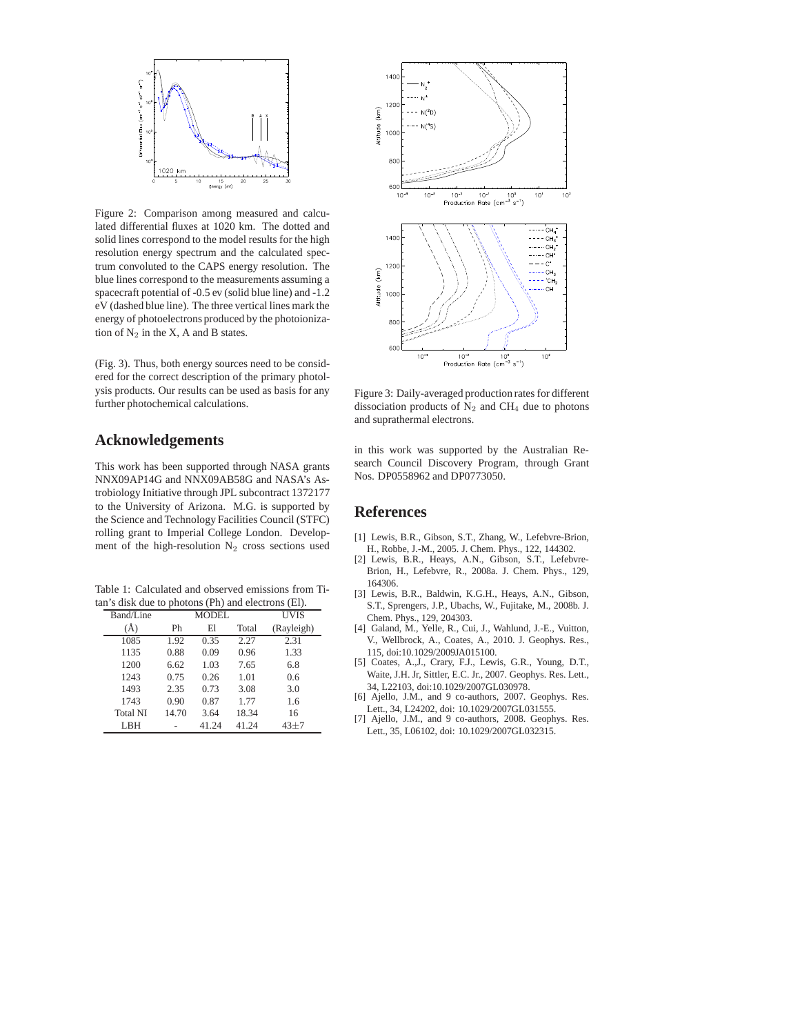1020 km

Energy (eV)

Differential Flux (cm$^{-2}$ s$^{-1}$ eV$^{-1}$ sr$^{-1}$)

B A X

Figure 2: Comparison among measured and calculated differential fluxes at 1020 km. The dotted and solid lines correspond to the model results for the high resolution energy spectrum and the calculated spectrum convoluted to the CAPS energy resolution. The blue lines correspond to the measurements assuming a spacecraft potential of -0.5 ev (solid blue line) and -1.2 eV (dashed blue line). The three vertical lines mark the energy of photoelectrons produced by the photoionization of $N_2$ in the X, A and B states.

(Fig. 3). Thus, both energy sources need to be considered for the correct description of the primary photolysis products. Our results can be used as basis for any further photochemical calculations.

## Acknowledgements

This work has been supported through NASA grants NNX09AP14G and NNX09AB58G and NASA's Astrobiology Initiative through JPL subcontract 1372177 to the University of Arizona. M.G. is supported by the Science and Technology Facilities Council (STFC) rolling grant to Imperial College London. Development of the high-resolution $N_2$ cross sections used in this work was supported by the Australian Research Council Discovery Program, through Grant Nos. DP0558962 and DP0773050.

Table 1: Calculated and observed emissions from Titan's disk due to photons (Ph) and electrons (El).

| Band/Line | MODEL | | | UVIS |
|---|---|---|---|---|
| (Å) | Ph | El | Total | (Rayleigh) |
| 1085 | 1.92 | 0.35 | 2.27 | 2.31 |
| 1135 | 0.88 | 0.09 | 0.96 | 1.33 |
| 1200 | 6.62 | 1.03 | 7.65 | 6.8 |
| 1243 | 0.75 | 0.26 | 1.01 | 0.6 |
| 1493 | 2.35 | 0.73 | 3.08 | 3.0 |
| 1743 | 0.90 | 0.87 | 1.77 | 1.6 |
| Total NI | 14.70 | 3.64 | 18.34 | 16 |
| LBH | - | 41.24 | 41.24 | 43±7 |

Altitude (km)

Production Rate (cm$^{-3}$ s$^{-1}$)

$N_2^+$

$N^+$

$N(^2D)$

$N(^4S)$

Altitude (km)

Production Rate (cm$^{-3}$ s$^{-1}$)

$CH_4^+$

$CH_3^+$

$CH_2^+$

$CH^+$

$C^+$

$CH_3$

$^1CH_2$

CH

Figure 3: Daily-averaged production rates for different dissociation products of $N_2$ and $CH_4$ due to photons and suprathermal electrons.

## References

[1] Lewis, B.R., Gibson, S.T., Zhang, W., Lefebvre-Brion, H., Robbe, J.-M., 2005. J. Chem. Phys., 122, 144302.

[2] Lewis, B.R., Heays, A.N., Gibson, S.T., Lefebvre-Brion, H., Lefebvre, R., 2008a. J. Chem. Phys., 129, 164306.

[3] Lewis, B.R., Baldwin, K.G.H., Heays, A.N., Gibson, S.T., Sprengers, J.P., Ubachs, W., Fujitake, M., 2008b. J. Chem. Phys., 129, 204303.

[4] Galand, M., Yelle, R., Cui, J., Wahlund, J.-E., Vuitton, V., Wellbrock, A., Coates, A., 2010. J. Geophys. Res., 115, doi:10.1029/2009JA015100.

[5] Coates, A.,J., Crary, F.J., Lewis, G.R., Young, D.T., Waite, J.H. Jr, Sittler, E.C. Jr., 2007. Geophys. Res. Lett., 34, L22103, doi:10.1029/2007GL030978.

[6] Ajello, J.M., and 9 co-authors, 2007. Geophys. Res. Lett., 34, L24202, doi: 10.1029/2007GL031555.

[7] Ajello, J.M., and 9 co-authors, 2008. Geophys. Res. Lett., 35, L06102, doi: 10.1029/2007GL032315.